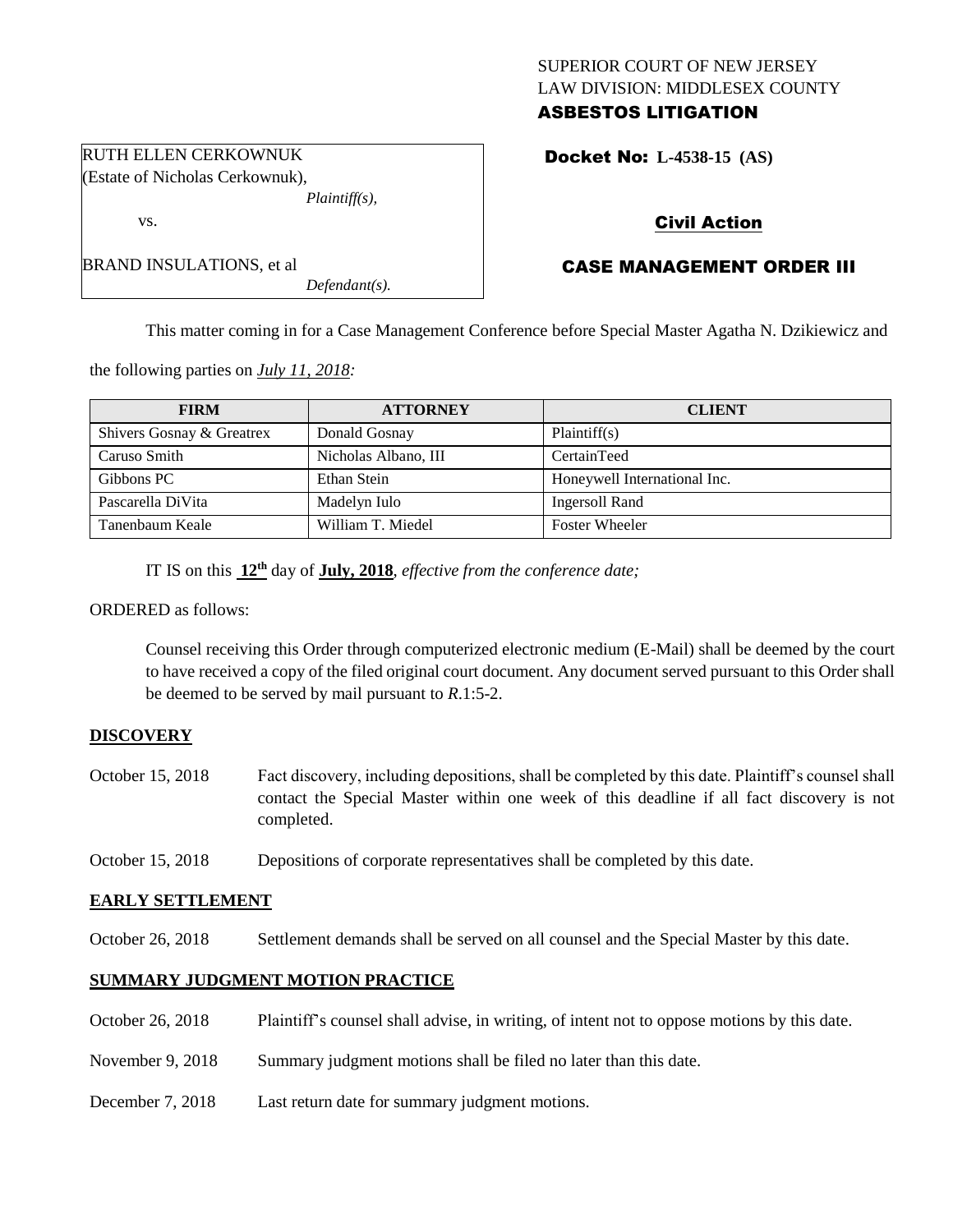SUPERIOR COURT OF NEW JERSEY
LAW DIVISION: MIDDLESEX COUNTY
**ASBESTOS LITIGATION**

RUTH ELLEN CERKOWNUK
(Estate of Nicholas Cerkownuk),
*Plaintiff(s),*

vs.

BRAND INSULATIONS, et al
*Defendant(s).*

**Docket No: L-4538-15 (AS)**

**Civil Action**

**CASE MANAGEMENT ORDER III**

This matter coming in for a Case Management Conference before Special Master Agatha N. Dzikiewicz and the following parties on ***July 11, 2018:***

| FIRM | ATTORNEY | CLIENT |
|---|---|---|
| Shivers Gosnay & Greatrex | Donald Gosnay | Plaintiff(s) |
| Caruso Smith | Nicholas Albano, III | CertainTeed |
| Gibbons PC | Ethan Stein | Honeywell International Inc. |
| Pascarella DiVita | Madelyn Iulo | Ingersoll Rand |
| Tanenbaum Keale | William T. Miedel | Foster Wheeler |

IT IS on this **12th** day of **July, 2018**, *effective from the conference date;*

ORDERED as follows:

Counsel receiving this Order through computerized electronic medium (E-Mail) shall be deemed by the court to have received a copy of the filed original court document. Any document served pursuant to this Order shall be deemed to be served by mail pursuant to *R*.1:5-2.

## DISCOVERY

October 15, 2018 Fact discovery, including depositions, shall be completed by this date. Plaintiff's counsel shall contact the Special Master within one week of this deadline if all fact discovery is not completed.

October 15, 2018 Depositions of corporate representatives shall be completed by this date.

## EARLY SETTLEMENT

October 26, 2018 Settlement demands shall be served on all counsel and the Special Master by this date.

## SUMMARY JUDGMENT MOTION PRACTICE

October 26, 2018 Plaintiff's counsel shall advise, in writing, of intent not to oppose motions by this date.

November 9, 2018 Summary judgment motions shall be filed no later than this date.

December 7, 2018 Last return date for summary judgment motions.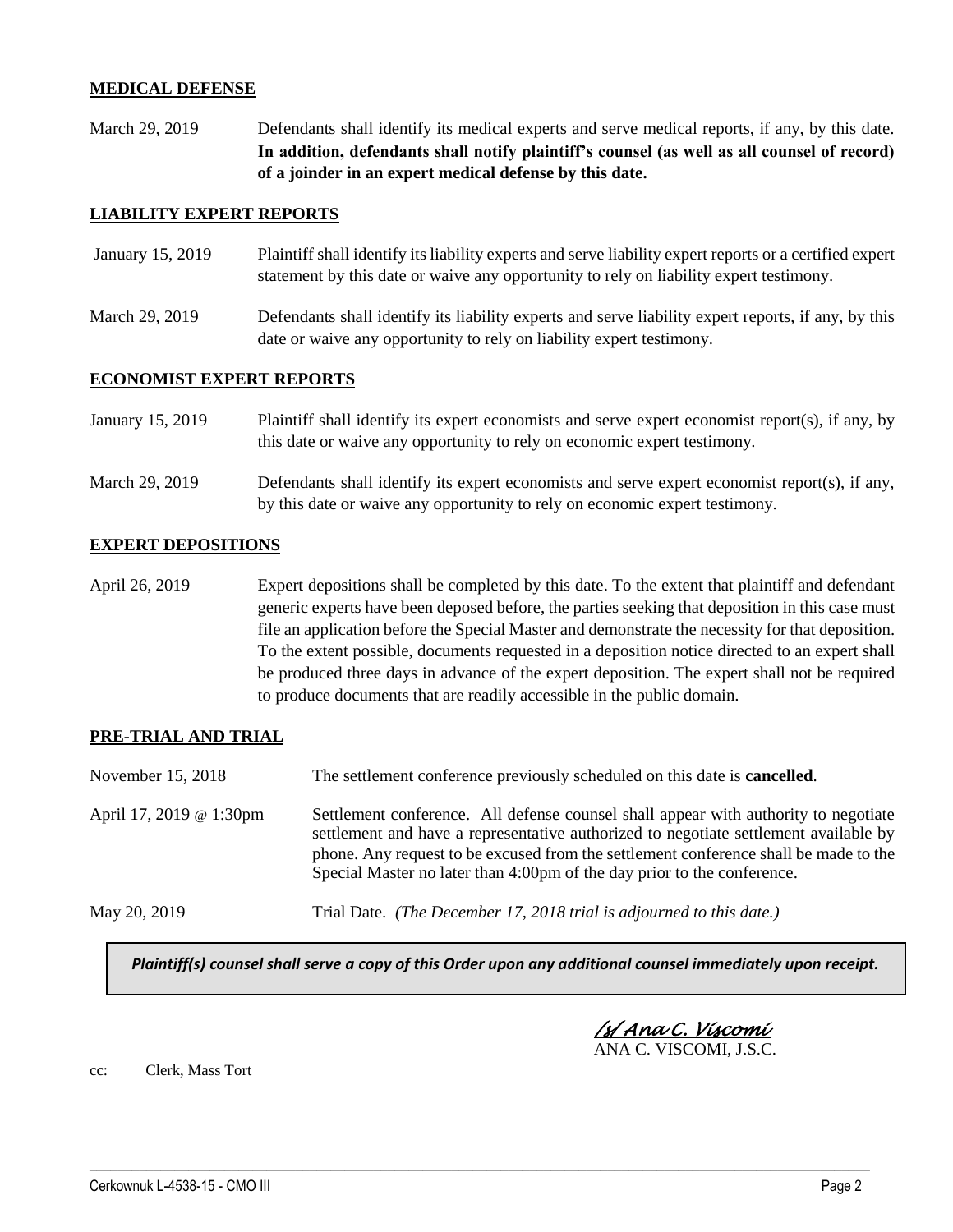**MEDICAL DEFENSE**

| | |
|---|---|
| March 29, 2019 | Defendants shall identify its medical experts and serve medical reports, if any, by this date. **In addition, defendants shall notify plaintiff's counsel (as well as all counsel of record) of a joinder in an expert medical defense by this date.** |

**LIABILITY EXPERT REPORTS**

| | |
|---|---|
| January 15, 2019 | Plaintiff shall identify its liability experts and serve liability expert reports or a certified expert statement by this date or waive any opportunity to rely on liability expert testimony. |
| March 29, 2019 | Defendants shall identify its liability experts and serve liability expert reports, if any, by this date or waive any opportunity to rely on liability expert testimony. |

**ECONOMIST EXPERT REPORTS**

| | |
|---|---|
| January 15, 2019 | Plaintiff shall identify its expert economists and serve expert economist report(s), if any, by this date or waive any opportunity to rely on economic expert testimony. |
| March 29, 2019 | Defendants shall identify its expert economists and serve expert economist report(s), if any, by this date or waive any opportunity to rely on economic expert testimony. |

**EXPERT DEPOSITIONS**

| | |
|---|---|
| April 26, 2019 | Expert depositions shall be completed by this date. To the extent that plaintiff and defendant generic experts have been deposed before, the parties seeking that deposition in this case must file an application before the Special Master and demonstrate the necessity for that deposition. To the extent possible, documents requested in a deposition notice directed to an expert shall be produced three days in advance of the expert deposition. The expert shall not be required to produce documents that are readily accessible in the public domain. |

**PRE-TRIAL AND TRIAL**

| | |
|---|---|
| November 15, 2018 | The settlement conference previously scheduled on this date is **cancelled**. |
| April 17, 2019 @ 1:30pm | Settlement conference. All defense counsel shall appear with authority to negotiate settlement and have a representative authorized to negotiate settlement available by phone. Any request to be excused from the settlement conference shall be made to the Special Master no later than 4:00pm of the day prior to the conference. |
| May 20, 2019 | Trial Date. *(The December 17, 2018 trial is adjourned to this date.)* |

***Plaintiff(s) counsel shall serve a copy of this Order upon any additional counsel immediately upon receipt.***

*/s/ Ana C. Viscomi*
ANA C. VISCOMI, J.S.C.

cc: Clerk, Mass Tort

Cerkownuk L-4538-15 - CMO III